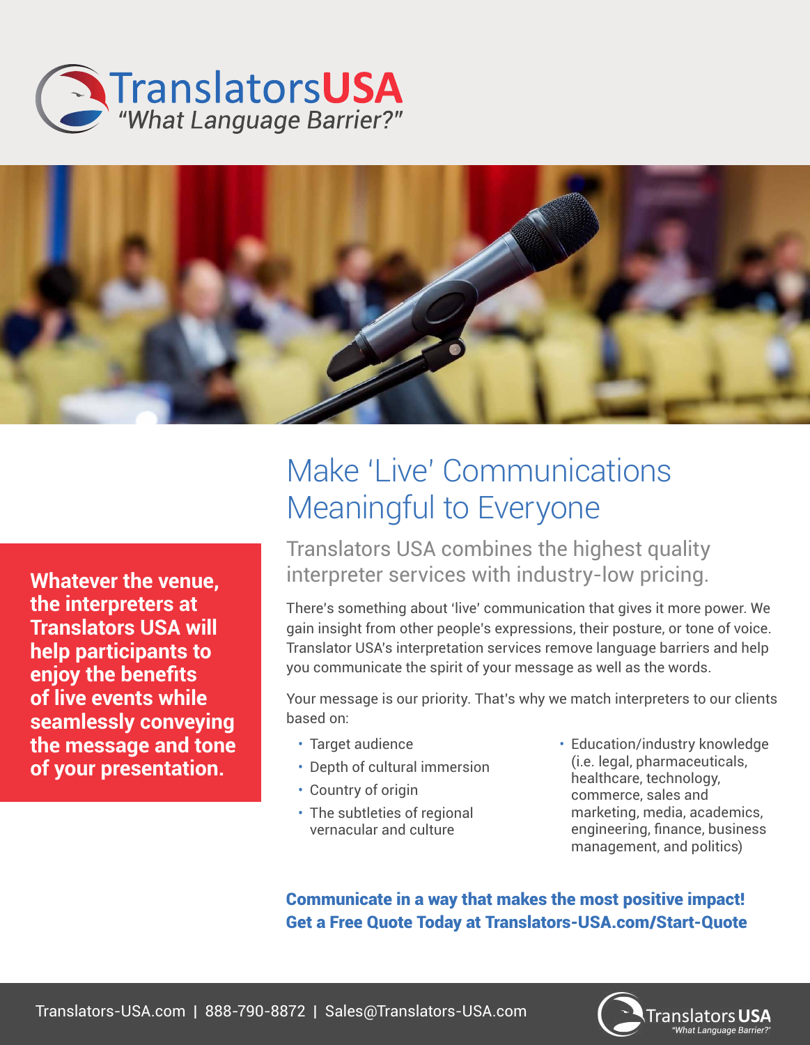**TranslatorsUSA**
*"What Language Barrier?"*

**Whatever the venue, the interpreters at Translators USA will help participants to enjoy the benefits of live events while seamlessly conveying the message and tone of your presentation.**

# Make 'Live' Communications Meaningful to Everyone

## Translators USA combines the highest quality interpreter services with industry-low pricing.

There's something about 'live' communication that gives it more power. We gain insight from other people's expressions, their posture, or tone of voice. Translator USA's interpretation services remove language barriers and help you communicate the spirit of your message as well as the words.

Your message is our priority. That's why we match interpreters to our clients based on:

- Target audience
- Depth of cultural immersion
- Country of origin
- The subtleties of regional vernacular and culture
- Education/industry knowledge (i.e. legal, pharmaceuticals, healthcare, technology, commerce, sales and marketing, media, academics, engineering, finance, business management, and politics)

**Communicate in a way that makes the most positive impact!**
**Get a Free Quote Today at Translators-USA.com/Start-Quote**

Translators-USA.com | 888-790-8872 | Sales@Translators-USA.com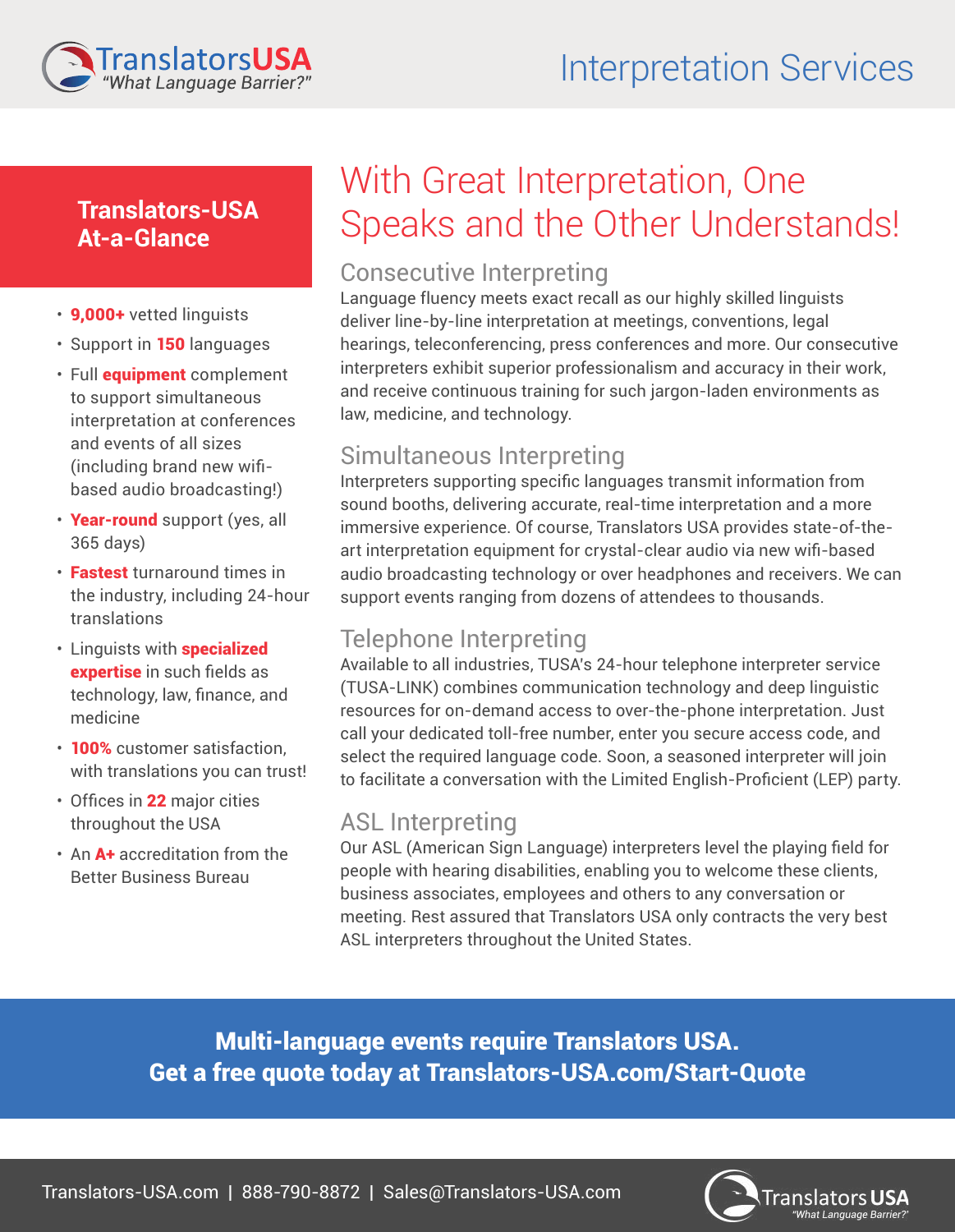TranslatorsUSA
*"What Language Barrier?"*

# Interpretation Services

## Translators-USA At-a-Glance

- **9,000+** vetted linguists
- Support in **150** languages
- Full **equipment** complement to support simultaneous interpretation at conferences and events of all sizes (including brand new wifi-based audio broadcasting!)
- **Year-round** support (yes, all 365 days)
- **Fastest** turnaround times in the industry, including 24-hour translations
- Linguists with **specialized expertise** in such fields as technology, law, finance, and medicine
- **100%** customer satisfaction, with translations you can trust!
- Offices in **22** major cities throughout the USA
- An **A+** accreditation from the Better Business Bureau

## With Great Interpretation, One Speaks and the Other Understands!

### Consecutive Interpreting

Language fluency meets exact recall as our highly skilled linguists deliver line-by-line interpretation at meetings, conventions, legal hearings, teleconferencing, press conferences and more. Our consecutive interpreters exhibit superior professionalism and accuracy in their work, and receive continuous training for such jargon-laden environments as law, medicine, and technology.

### Simultaneous Interpreting

Interpreters supporting specific languages transmit information from sound booths, delivering accurate, real-time interpretation and a more immersive experience. Of course, Translators USA provides state-of-the-art interpretation equipment for crystal-clear audio via new wifi-based audio broadcasting technology or over headphones and receivers. We can support events ranging from dozens of attendees to thousands.

### Telephone Interpreting

Available to all industries, TUSA's 24-hour telephone interpreter service (TUSA-LINK) combines communication technology and deep linguistic resources for on-demand access to over-the-phone interpretation. Just call your dedicated toll-free number, enter you secure access code, and select the required language code. Soon, a seasoned interpreter will join to facilitate a conversation with the Limited English-Proficient (LEP) party.

### ASL Interpreting

Our ASL (American Sign Language) interpreters level the playing field for people with hearing disabilities, enabling you to welcome these clients, business associates, employees and others to any conversation or meeting. Rest assured that Translators USA only contracts the very best ASL interpreters throughout the United States.

**Multi-language events require Translators USA.**
**Get a free quote today at Translators-USA.com/Start-Quote**

Translators-USA.com | 888-790-8872 | Sales@Translators-USA.com

Translators USA
*"What Language Barrier?"*